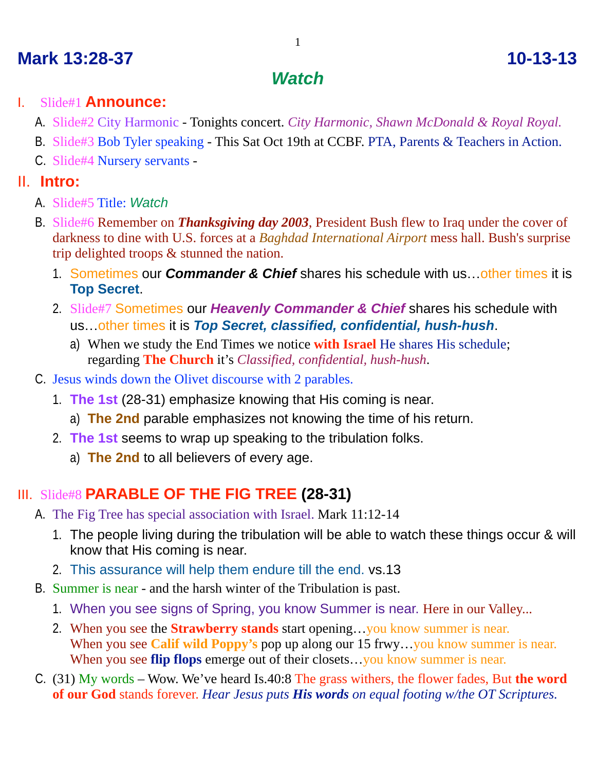# Mark 13:28-37 — 10-13-13

## *Watch*

I. Slide#1 **Announce:**

  A. Slide#2 City Harmonic - Tonights concert. *City Harmonic, Shawn McDonald & Royal Royal.*

  B. Slide#3 Bob Tyler speaking - This Sat Oct 19th at CCBF. PTA, Parents & Teachers in Action.

  C. Slide#4 Nursery servants -

II. **Intro:**

  A. Slide#5 Title: *Watch*

  B. Slide#6 Remember on ***Thanksgiving day 2003***, President Bush flew to Iraq under the cover of darkness to dine with U.S. forces at a *Baghdad International Airport* mess hall. Bush's surprise trip delighted troops & stunned the nation.

    1. Sometimes our ***Commander & Chief*** shares his schedule with us…other times it is **Top Secret**.

    2. Slide#7 Sometimes our ***Heavenly Commander & Chief*** shares his schedule with us…other times it is ***Top Secret, classified, confidential, hush-hush***.

      a) When we study the End Times we notice **with Israel** He shares His schedule; regarding **The Church** it's *Classified, confidential, hush-hush*.

  C. Jesus winds down the Olivet discourse with 2 parables.

    1. **The 1st** (28-31) emphasize knowing that His coming is near.

      a) **The 2nd** parable emphasizes not knowing the time of his return.

    2. **The 1st** seems to wrap up speaking to the tribulation folks.

      a) **The 2nd** to all believers of every age.

III. Slide#8 **PARABLE OF THE FIG TREE (28-31)**

  A. The Fig Tree has special association with Israel. Mark 11:12-14

    1. The people living during the tribulation will be able to watch these things occur & will know that His coming is near.

    2. This assurance will help them endure till the end. vs.13

  B. Summer is near - and the harsh winter of the Tribulation is past.

    1. When you see signs of Spring, you know Summer is near. Here in our Valley...

    2. When you see the **Strawberry stands** start opening…you know summer is near.
       When you see **Calif wild Poppy's** pop up along our 15 frwy…you know summer is near.
       When you see **flip flops** emerge out of their closets…you know summer is near.

  C. (31) My words – Wow. We've heard Is.40:8 The grass withers, the flower fades, But **the word of our God** stands forever. *Hear Jesus puts **His words** on equal footing w/the OT Scriptures.*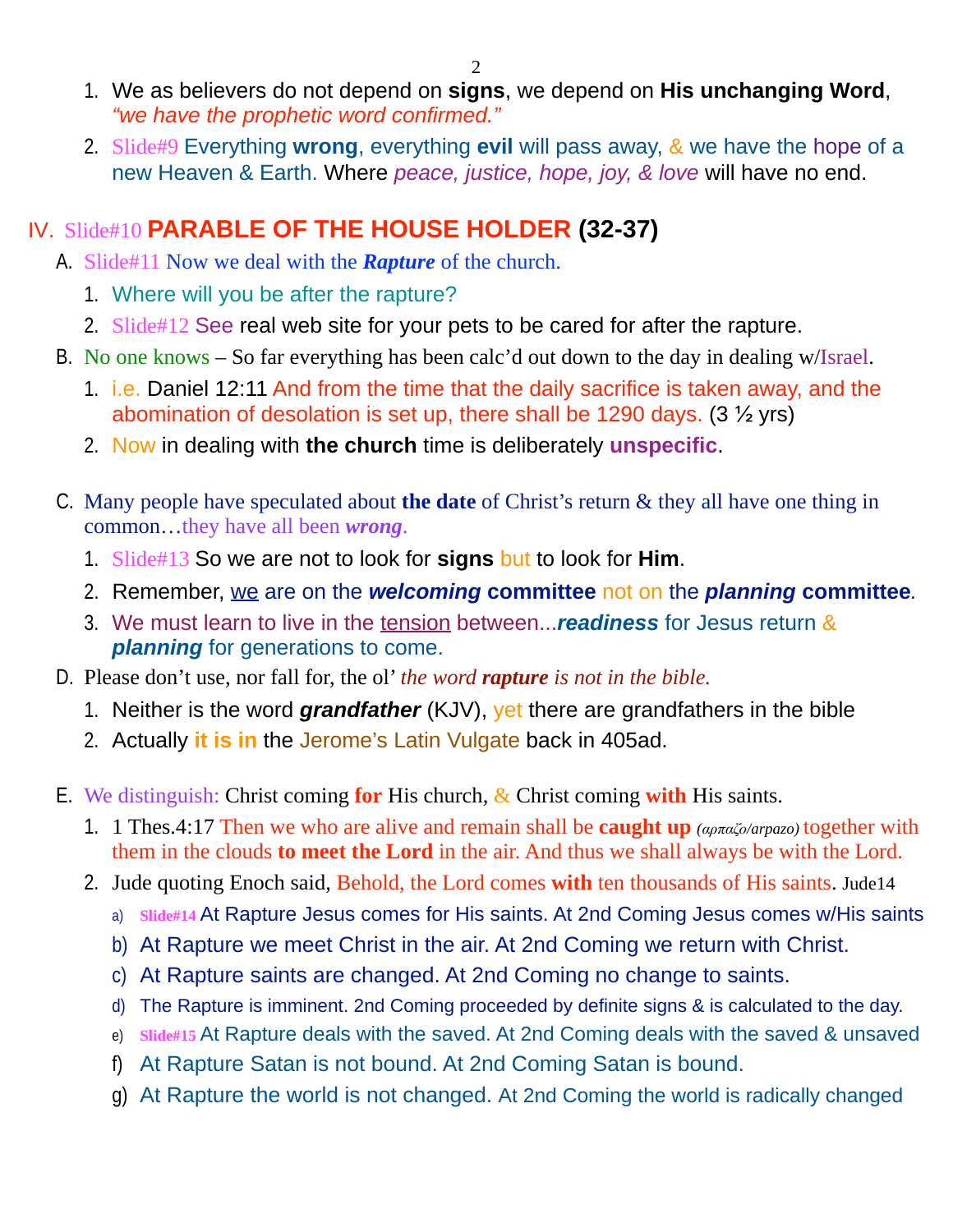1. We as believers do not depend on **signs**, we depend on **His unchanging Word**, *"we have the prophetic word confirmed."*
2. Slide#9 Everything **wrong**, everything **evil** will pass away, & we have the hope of a new Heaven & Earth. Where *peace, justice, hope, joy, & love* will have no end.

## IV. Slide#10 PARABLE OF THE HOUSE HOLDER (32-37)

A. Slide#11 Now we deal with the ***Rapture*** of the church.
   1. Where will you be after the rapture?
   2. Slide#12 See real web site for your pets to be cared for after the rapture.

B. No one knows – So far everything has been calc'd out down to the day in dealing w/Israel.
   1. i.e. Daniel 12:11 And from the time that the daily sacrifice is taken away, and the abomination of desolation is set up, there shall be 1290 days. (3 ½ yrs)
   2. Now in dealing with **the church** time is deliberately **unspecific**.

C. Many people have speculated about **the date** of Christ's return & they all have one thing in common…they have all been ***wrong***.
   1. Slide#13 So we are not to look for **signs** but to look for **Him**.
   2. Remember, we are on the ***welcoming* committee** not on the ***planning* committee**.
   3. We must learn to live in the tension between...***readiness*** for Jesus return & ***planning*** for generations to come.

D. Please don't use, nor fall for, the ol' *the word **rapture** is not in the bible.*
   1. Neither is the word ***grandfather*** (KJV), yet there are grandfathers in the bible
   2. Actually **it is in** the Jerome's Latin Vulgate back in 405ad.

E. We distinguish: Christ coming **for** His church, & Christ coming **with** His saints.
   1. 1 Thes.4:17 Then we who are alive and remain shall be **caught up** *(αρπαζο/arpazo)* together with them in the clouds **to meet the Lord** in the air. And thus we shall always be with the Lord.
   2. Jude quoting Enoch said, Behold, the Lord comes **with** ten thousands of His saints. Jude14
      a) **Slide#14** At Rapture Jesus comes for His saints. At 2nd Coming Jesus comes w/His saints
      b) At Rapture we meet Christ in the air. At 2nd Coming we return with Christ.
      c) At Rapture saints are changed. At 2nd Coming no change to saints.
      d) The Rapture is imminent. 2nd Coming proceeded by definite signs & is calculated to the day.
      e) **Slide#15** At Rapture deals with the saved. At 2nd Coming deals with the saved & unsaved
      f) At Rapture Satan is not bound. At 2nd Coming Satan is bound.
      g) At Rapture the world is not changed. At 2nd Coming the world is radically changed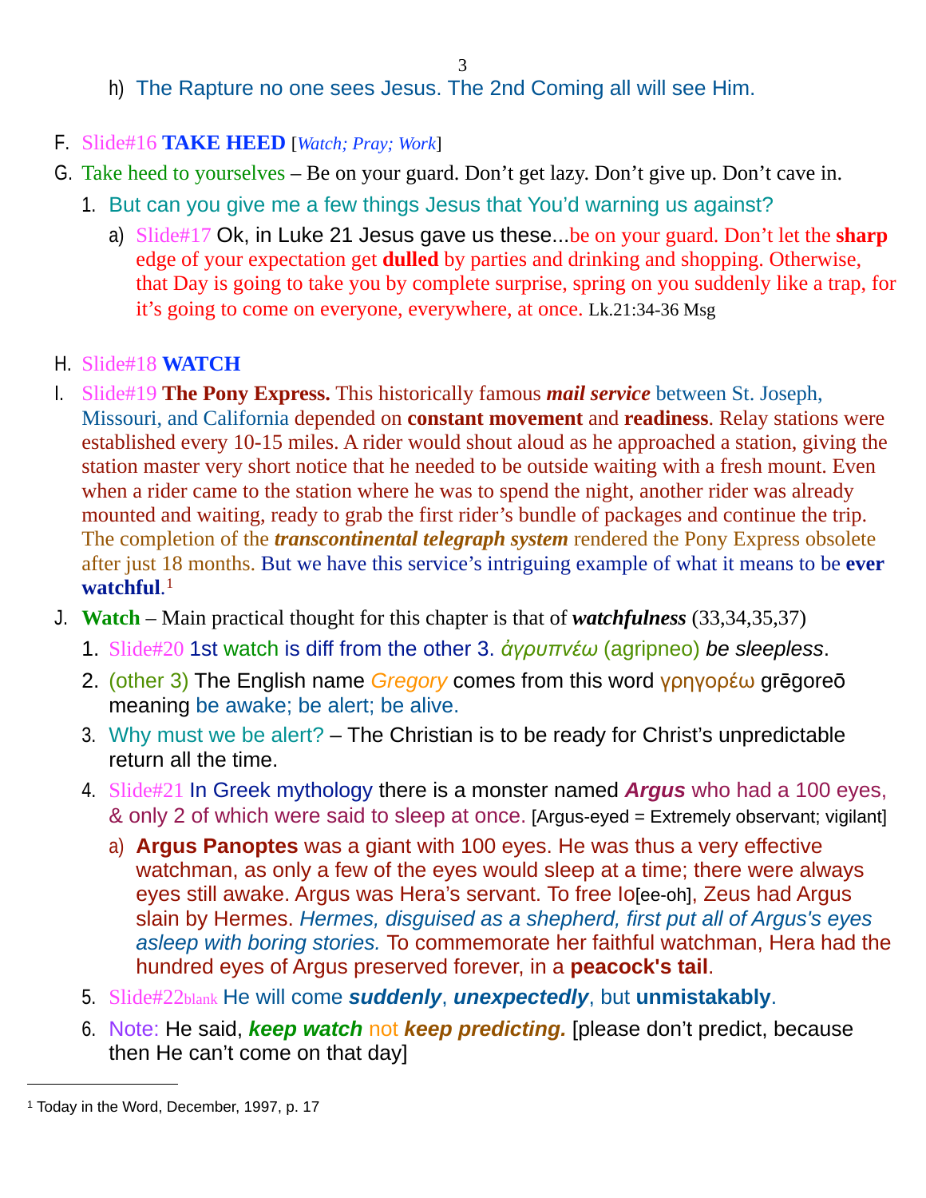h) The Rapture no one sees Jesus. The 2nd Coming all will see Him.

F. Slide#16 **TAKE HEED** [*Watch; Pray; Work*]

G. Take heed to yourselves – Be on your guard. Don't get lazy. Don't give up. Don't cave in.

1. But can you give me a few things Jesus that You'd warning us against?
   a) Slide#17 Ok, in Luke 21 Jesus gave us these...be on your guard. Don't let the **sharp** edge of your expectation get **dulled** by parties and drinking and shopping. Otherwise, that Day is going to take you by complete surprise, spring on you suddenly like a trap, for it's going to come on everyone, everywhere, at once. Lk.21:34-36 Msg

H. Slide#18 **WATCH**

I. Slide#19 **The Pony Express.** This historically famous ***mail service*** between St. Joseph, Missouri, and California depended on **constant movement** and **readiness**. Relay stations were established every 10-15 miles. A rider would shout aloud as he approached a station, giving the station master very short notice that he needed to be outside waiting with a fresh mount. Even when a rider came to the station where he was to spend the night, another rider was already mounted and waiting, ready to grab the first rider's bundle of packages and continue the trip. The completion of the ***transcontinental telegraph system*** rendered the Pony Express obsolete after just 18 months. But we have this service's intriguing example of what it means to be **ever watchful**.[1]

J. **Watch** – Main practical thought for this chapter is that of ***watchfulness*** (33,34,35,37)

1. Slide#20 1st watch is diff from the other 3. *ἀγρυπνέω* (agripneo) *be sleepless*.
2. (other 3) The English name *Gregory* comes from this word γρηγορέω grēgoreō meaning be awake; be alert; be alive.
3. Why must we be alert? – The Christian is to be ready for Christ's unpredictable return all the time.
4. Slide#21 In Greek mythology there is a monster named ***Argus*** who had a 100 eyes, & only 2 of which were said to sleep at once. [Argus-eyed = Extremely observant; vigilant]
   a) **Argus Panoptes** was a giant with 100 eyes. He was thus a very effective watchman, as only a few of the eyes would sleep at a time; there were always eyes still awake. Argus was Hera's servant. To free Io[ee-oh], Zeus had Argus slain by Hermes. *Hermes, disguised as a shepherd, first put all of Argus's eyes asleep with boring stories.* To commemorate her faithful watchman, Hera had the hundred eyes of Argus preserved forever, in a **peacock's tail**.
5. Slide#22blank He will come ***suddenly***, ***unexpectedly***, but **unmistakably**.
6. Note: He said, ***keep watch*** not ***keep predicting.*** [please don't predict, because then He can't come on that day]

---

[1] Today in the Word, December, 1997, p. 17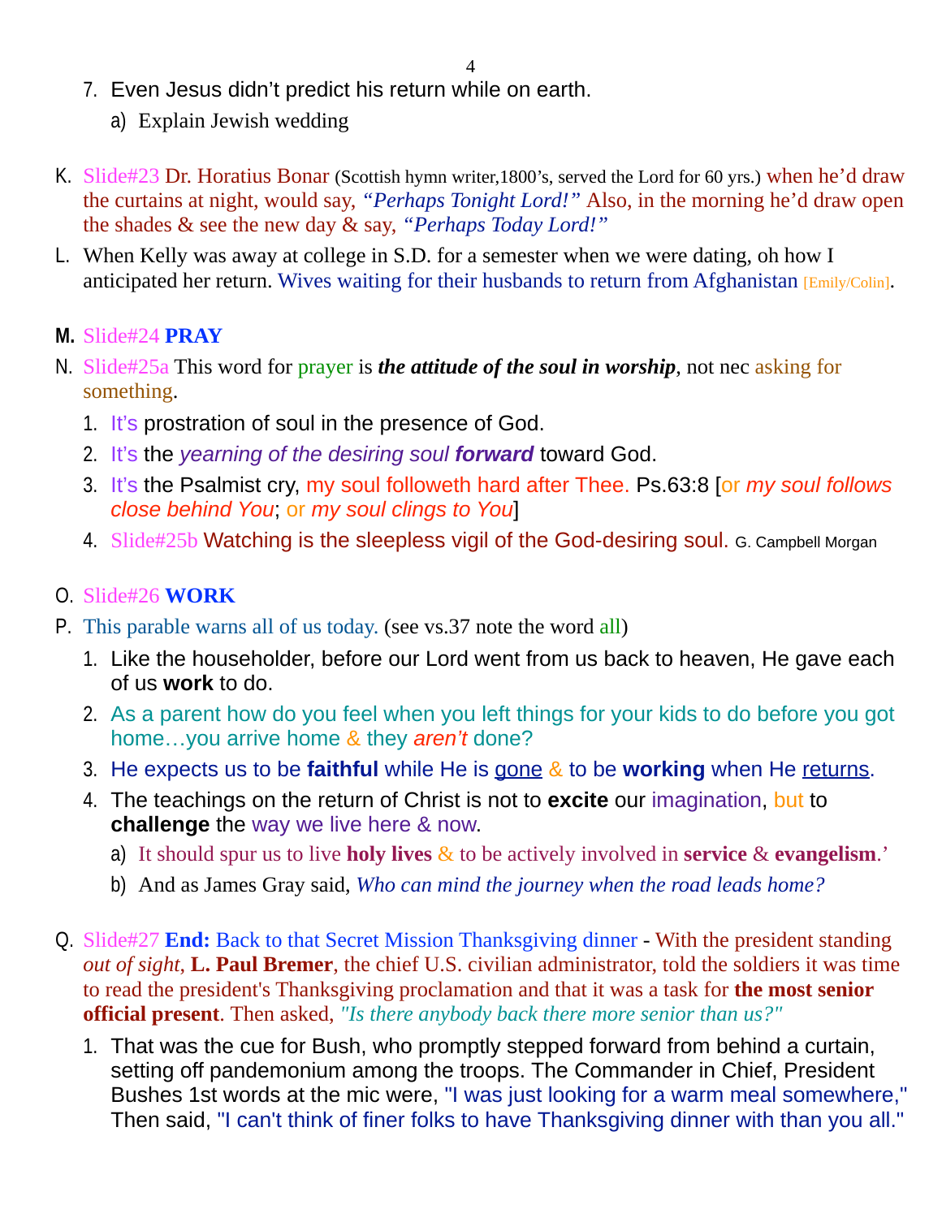7. Even Jesus didn't predict his return while on earth.
    a) Explain Jewish wedding

K. Slide#23 Dr. Horatius Bonar (Scottish hymn writer,1800's, served the Lord for 60 yrs.) when he'd draw the curtains at night, would say, *"Perhaps Tonight Lord!"* Also, in the morning he'd draw open the shades & see the new day & say, *"Perhaps Today Lord!"*

L. When Kelly was away at college in S.D. for a semester when we were dating, oh how I anticipated her return. Wives waiting for their husbands to return from Afghanistan [Emily/Colin].

M. Slide#24 **PRAY**

N. Slide#25a This word for prayer is ***the attitude of the soul in worship***, not nec asking for something.
    1. It's prostration of soul in the presence of God.
    2. It's the *yearning of the desiring soul* ***forward*** toward God.
    3. It's the Psalmist cry, my soul followeth hard after Thee. Ps.63:8 [or *my soul follows close behind You*; or *my soul clings to You*]
    4. Slide#25b Watching is the sleepless vigil of the God-desiring soul. G. Campbell Morgan

O. Slide#26 **WORK**

P. This parable warns all of us today. (see vs.37 note the word all)
    1. Like the householder, before our Lord went from us back to heaven, He gave each of us **work** to do.
    2. As a parent how do you feel when you left things for your kids to do before you got home…you arrive home & they *aren't* done?
    3. He expects us to be **faithful** while He is <u>gone</u> & to be **working** when He <u>returns</u>.
    4. The teachings on the return of Christ is not to **excite** our imagination, but to **challenge** the way we live here & now.
        a) It should spur us to live **holy lives** & to be actively involved in **service** & **evangelism**.'
        b) And as James Gray said, *Who can mind the journey when the road leads home?*

Q. Slide#27 **End:** Back to that Secret Mission Thanksgiving dinner - With the president standing *out of sight*, **L. Paul Bremer**, the chief U.S. civilian administrator, told the soldiers it was time to read the president's Thanksgiving proclamation and that it was a task for **the most senior official present**. Then asked, *"Is there anybody back there more senior than us?"*
    1. That was the cue for Bush, who promptly stepped forward from behind a curtain, setting off pandemonium among the troops. The Commander in Chief, President Bushes 1st words at the mic were, "I was just looking for a warm meal somewhere," Then said, "I can't think of finer folks to have Thanksgiving dinner with than you all."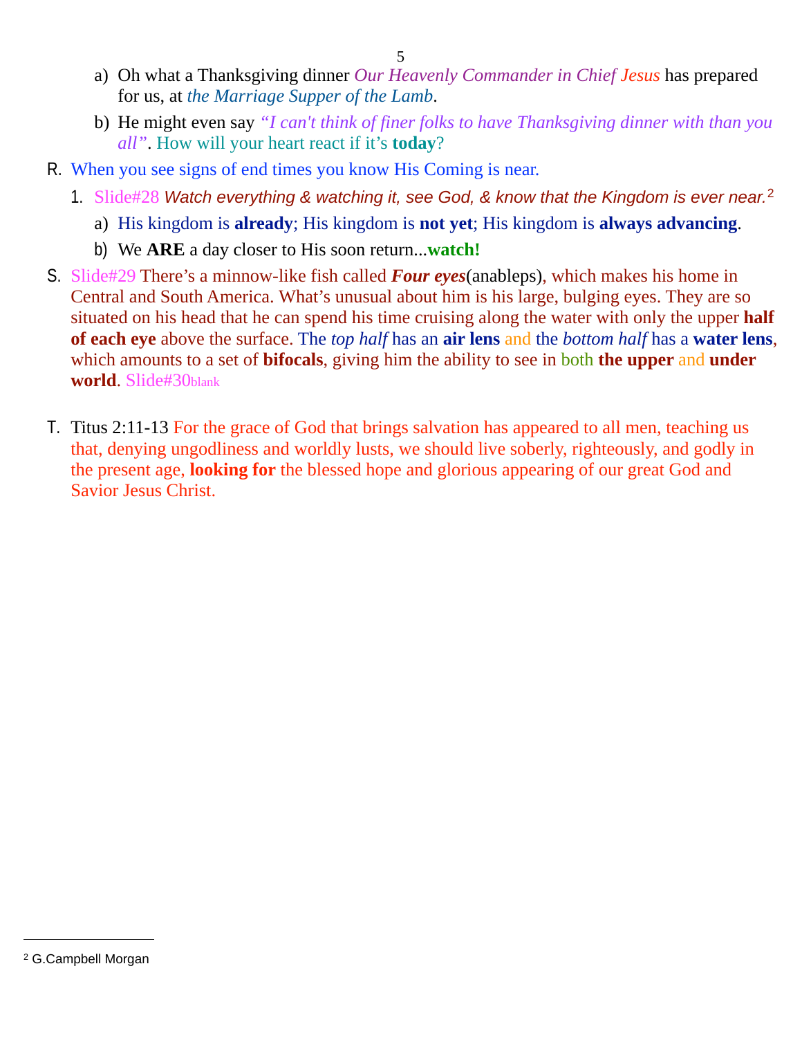a) Oh what a Thanksgiving dinner *Our Heavenly Commander in Chief Jesus* has prepared for us, at *the Marriage Supper of the Lamb*.

b) He might even say *"I can't think of finer folks to have Thanksgiving dinner with than you all"*. How will your heart react if it's **today**?

R. When you see signs of end times you know His Coming is near.

1. Slide#28 *Watch everything & watching it, see God, & know that the Kingdom is ever near.*[2]

   a) His kingdom is **already**; His kingdom is **not yet**; His kingdom is **always advancing**.

   b) We **ARE** a day closer to His soon return...**watch!**

S. Slide#29 There's a minnow-like fish called ***Four eyes***(anableps), which makes his home in Central and South America. What's unusual about him is his large, bulging eyes. They are so situated on his head that he can spend his time cruising along the water with only the upper **half of each eye** above the surface. The *top half* has an **air lens** and the *bottom half* has a **water lens**, which amounts to a set of **bifocals**, giving him the ability to see in both **the upper** and **under world**. Slide#30blank

T. Titus 2:11-13 For the grace of God that brings salvation has appeared to all men, teaching us that, denying ungodliness and worldly lusts, we should live soberly, righteously, and godly in the present age, **looking for** the blessed hope and glorious appearing of our great God and Savior Jesus Christ.

---

[2] G.Campbell Morgan